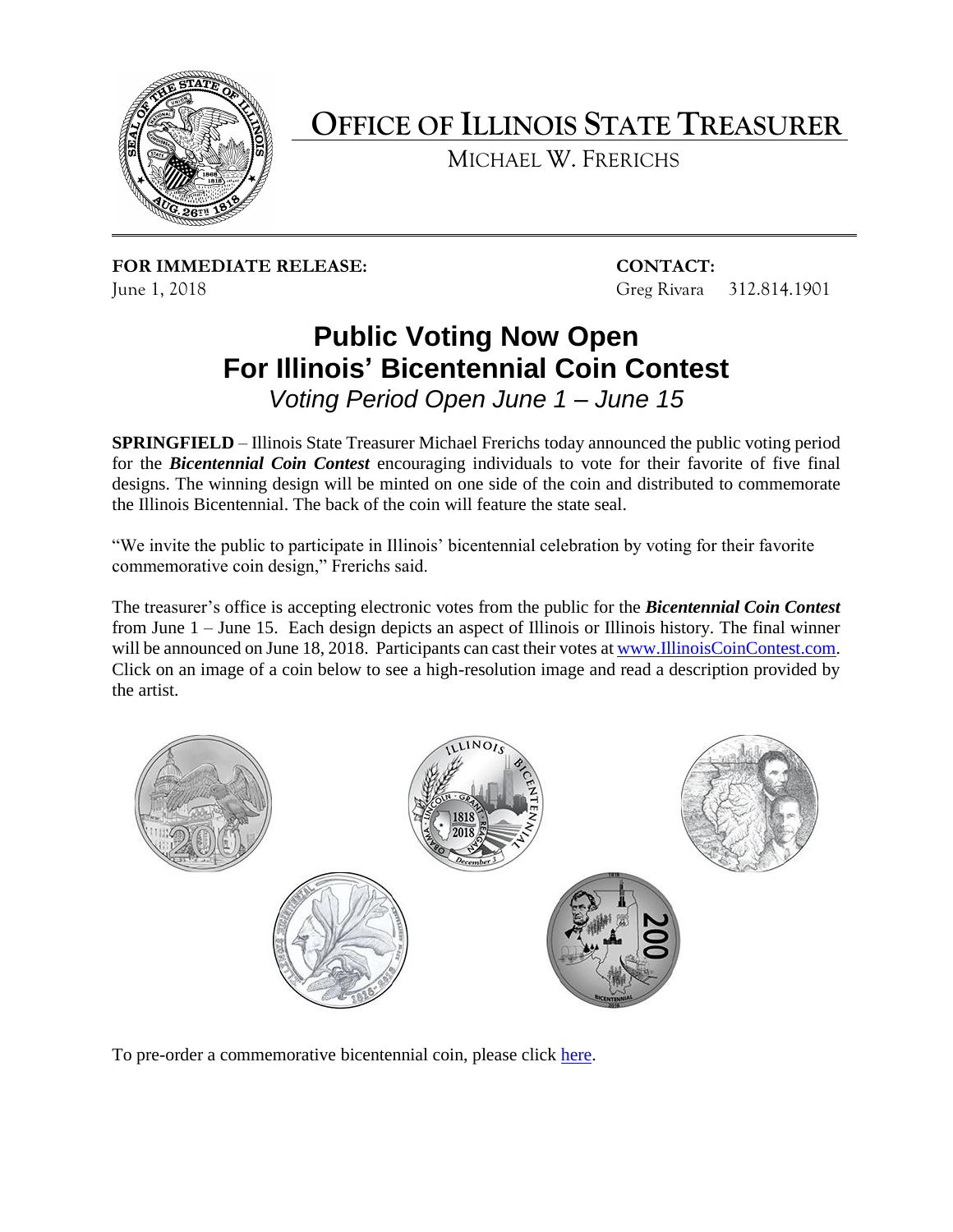# OFFICE OF ILLINOIS STATE TREASURER

MICHAEL W. FRERICHS

**FOR IMMEDIATE RELEASE:**
June 1, 2018

**CONTACT:**
Greg Rivara 312.814.1901

## Public Voting Now Open For Illinois' Bicentennial Coin Contest

*Voting Period Open June 1 – June 15*

**SPRINGFIELD** – Illinois State Treasurer Michael Frerichs today announced the public voting period for the ***Bicentennial Coin Contest*** encouraging individuals to vote for their favorite of five final designs. The winning design will be minted on one side of the coin and distributed to commemorate the Illinois Bicentennial. The back of the coin will feature the state seal.

"We invite the public to participate in Illinois' bicentennial celebration by voting for their favorite commemorative coin design," Frerichs said.

The treasurer's office is accepting electronic votes from the public for the ***Bicentennial Coin Contest*** from June 1 – June 15. Each design depicts an aspect of Illinois or Illinois history. The final winner will be announced on June 18, 2018. Participants can cast their votes at www.IllinoisCoinContest.com. Click on an image of a coin below to see a high-resolution image and read a description provided by the artist.

To pre-order a commemorative bicentennial coin, please click here.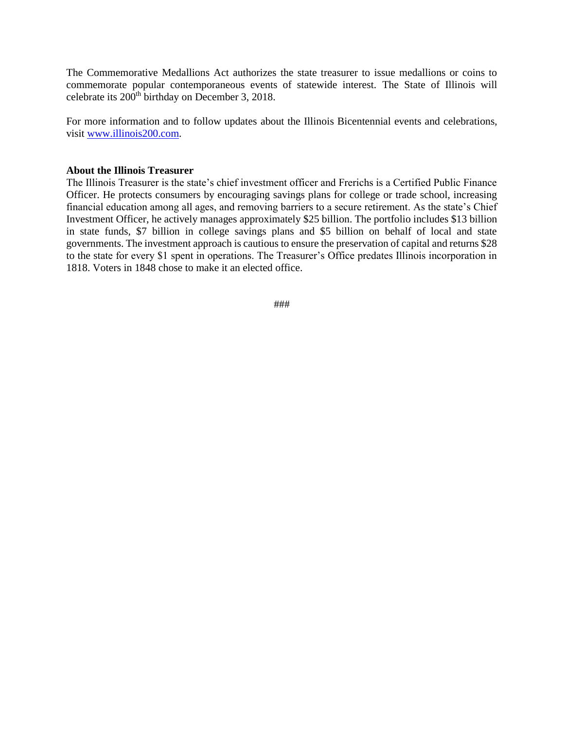The Commemorative Medallions Act authorizes the state treasurer to issue medallions or coins to commemorate popular contemporaneous events of statewide interest. The State of Illinois will celebrate its 200th birthday on December 3, 2018.

For more information and to follow updates about the Illinois Bicentennial events and celebrations, visit www.illinois200.com.

**About the Illinois Treasurer**

The Illinois Treasurer is the state's chief investment officer and Frerichs is a Certified Public Finance Officer. He protects consumers by encouraging savings plans for college or trade school, increasing financial education among all ages, and removing barriers to a secure retirement. As the state's Chief Investment Officer, he actively manages approximately $25 billion. The portfolio includes $13 billion in state funds, $7 billion in college savings plans and $5 billion on behalf of local and state governments. The investment approach is cautious to ensure the preservation of capital and returns $28 to the state for every $1 spent in operations. The Treasurer's Office predates Illinois incorporation in 1818. Voters in 1848 chose to make it an elected office.

###